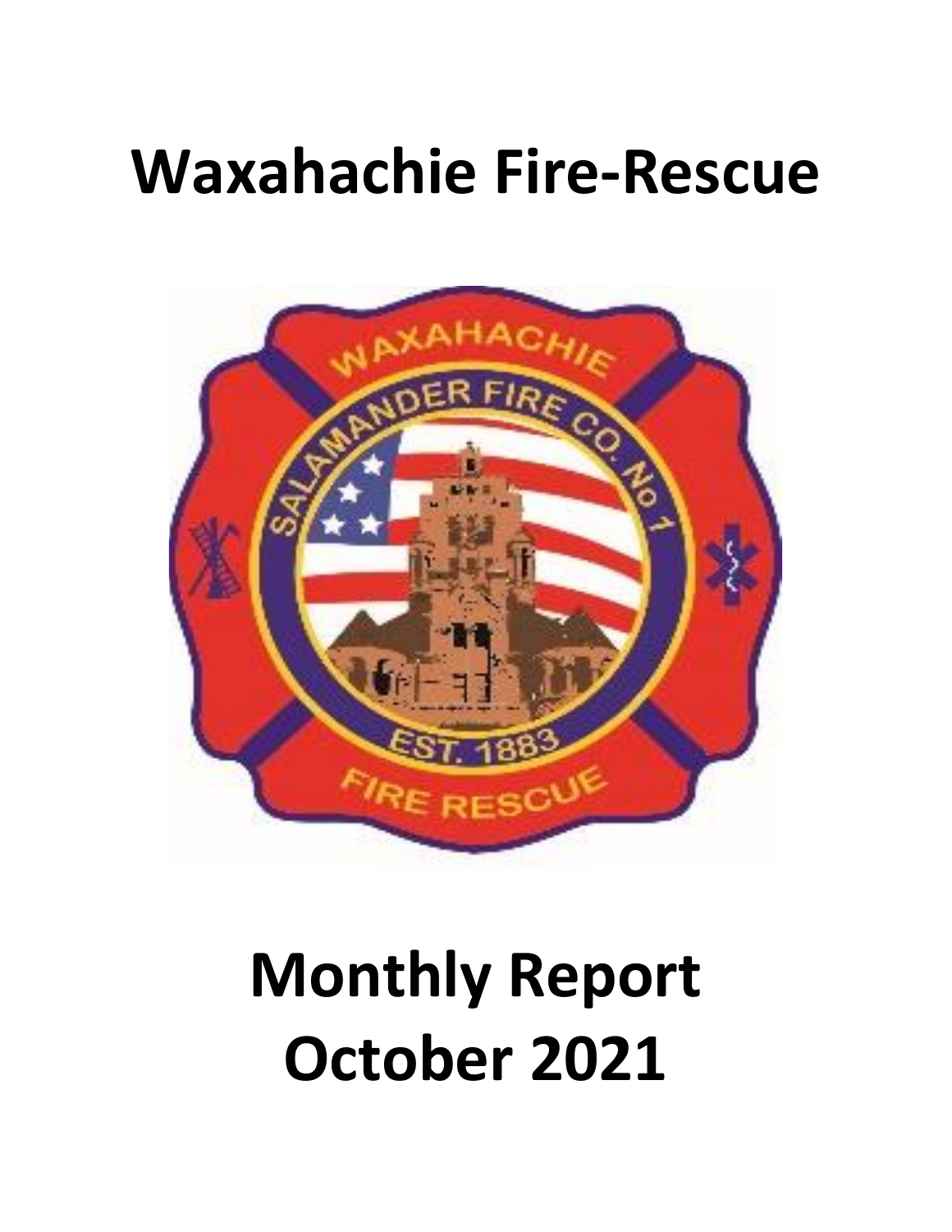# Waxahachie Fire-Rescue

# Monthly Report
# October 2021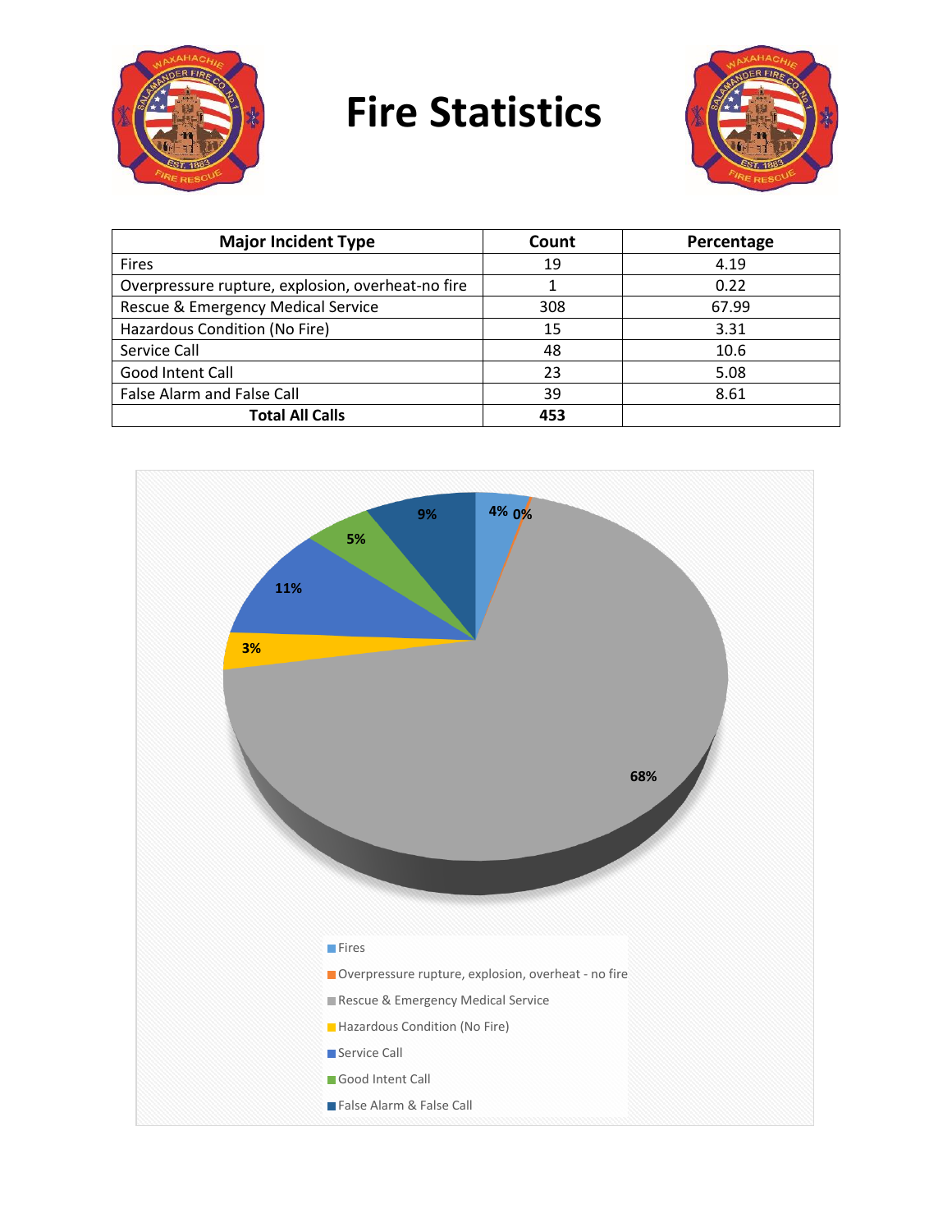# Fire Statistics

| Major Incident Type | Count | Percentage |
|---|---|---|
| Fires | 19 | 4.19 |
| Overpressure rupture, explosion, overheat-no fire | 1 | 0.22 |
| Rescue & Emergency Medical Service | 308 | 67.99 |
| Hazardous Condition (No Fire) | 15 | 3.31 |
| Service Call | 48 | 10.6 |
| Good Intent Call | 23 | 5.08 |
| False Alarm and False Call | 39 | 8.61 |
| **Total All Calls** | **453** | |

- Fires: 4%
- Overpressure rupture, explosion, overheat - no fire: 0%
- Rescue & Emergency Medical Service: 68%
- Hazardous Condition (No Fire): 3%
- Service Call: 11%
- Good Intent Call: 5%
- False Alarm & False Call: 9%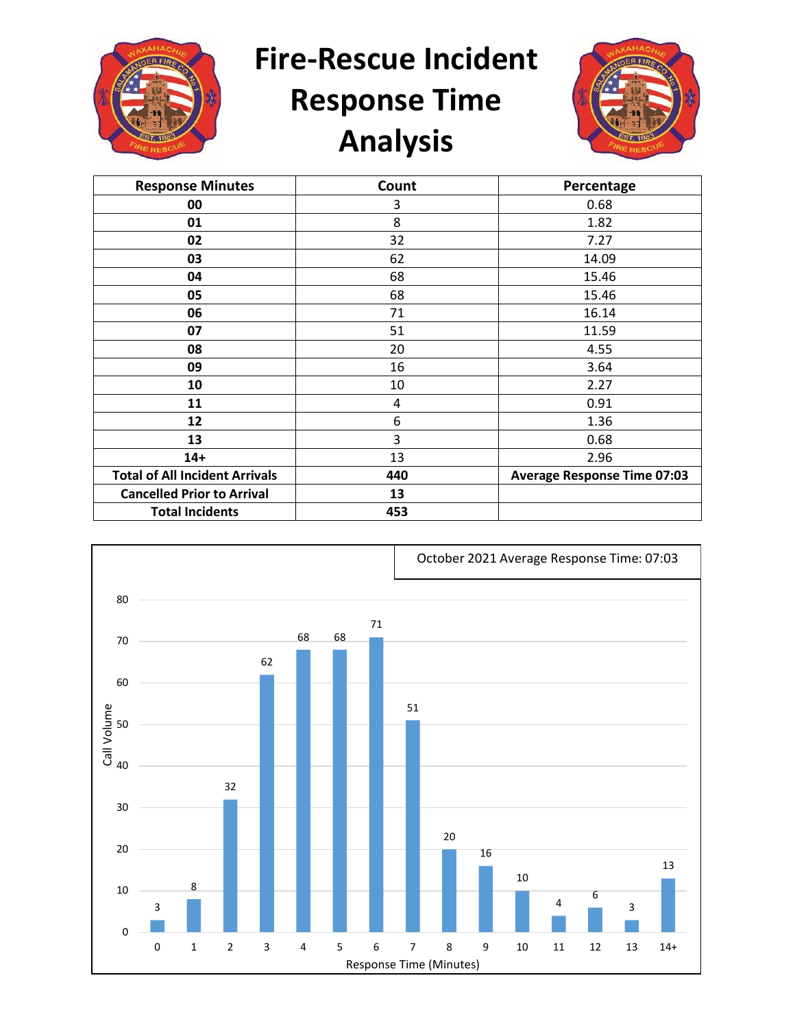# Fire-Rescue Incident Response Time Analysis

| Response Minutes | Count | Percentage |
|---|---|---|
| **00** | 3 | 0.68 |
| **01** | 8 | 1.82 |
| **02** | 32 | 7.27 |
| **03** | 62 | 14.09 |
| **04** | 68 | 15.46 |
| **05** | 68 | 15.46 |
| **06** | 71 | 16.14 |
| **07** | 51 | 11.59 |
| **08** | 20 | 4.55 |
| **09** | 16 | 3.64 |
| **10** | 10 | 2.27 |
| **11** | 4 | 0.91 |
| **12** | 6 | 1.36 |
| **13** | 3 | 0.68 |
| **14+** | 13 | 2.96 |
| **Total of All Incident Arrivals** | **440** | **Average Response Time 07:03** |
| **Cancelled Prior to Arrival** | **13** | |
| **Total Incidents** | **453** | |

October 2021 Average Response Time: 07:03

| Response Time (Minutes) | Call Volume |
|---|---|
| 0 | 3 |
| 1 | 8 |
| 2 | 32 |
| 3 | 62 |
| 4 | 68 |
| 5 | 68 |
| 6 | 71 |
| 7 | 51 |
| 8 | 20 |
| 9 | 16 |
| 10 | 10 |
| 11 | 4 |
| 12 | 6 |
| 13 | 3 |
| 14+ | 13 |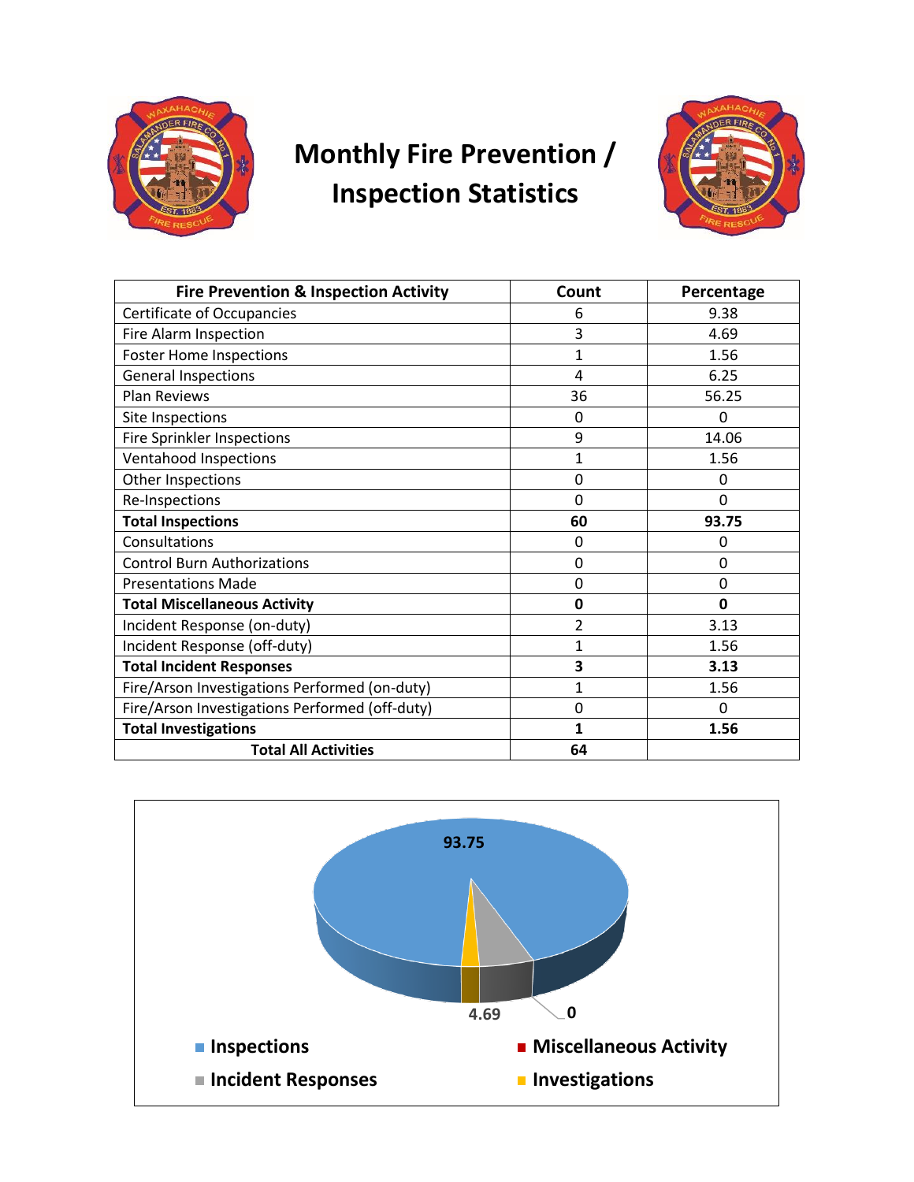# Monthly Fire Prevention / Inspection Statistics

| Fire Prevention & Inspection Activity | Count | Percentage |
|---|---|---|
| Certificate of Occupancies | 6 | 9.38 |
| Fire Alarm Inspection | 3 | 4.69 |
| Foster Home Inspections | 1 | 1.56 |
| General Inspections | 4 | 6.25 |
| Plan Reviews | 36 | 56.25 |
| Site Inspections | 0 | 0 |
| Fire Sprinkler Inspections | 9 | 14.06 |
| Ventahood Inspections | 1 | 1.56 |
| Other Inspections | 0 | 0 |
| Re-Inspections | 0 | 0 |
| **Total Inspections** | **60** | **93.75** |
| Consultations | 0 | 0 |
| Control Burn Authorizations | 0 | 0 |
| Presentations Made | 0 | 0 |
| **Total Miscellaneous Activity** | **0** | **0** |
| Incident Response (on-duty) | 2 | 3.13 |
| Incident Response (off-duty) | 1 | 1.56 |
| **Total Incident Responses** | **3** | **3.13** |
| Fire/Arson Investigations Performed (on-duty) | 1 | 1.56 |
| Fire/Arson Investigations Performed (off-duty) | 0 | 0 |
| **Total Investigations** | **1** | **1.56** |
| **Total All Activities** | **64** | |

93.75

4.69

0

- Inspections
- Miscellaneous Activity
- Incident Responses
- Investigations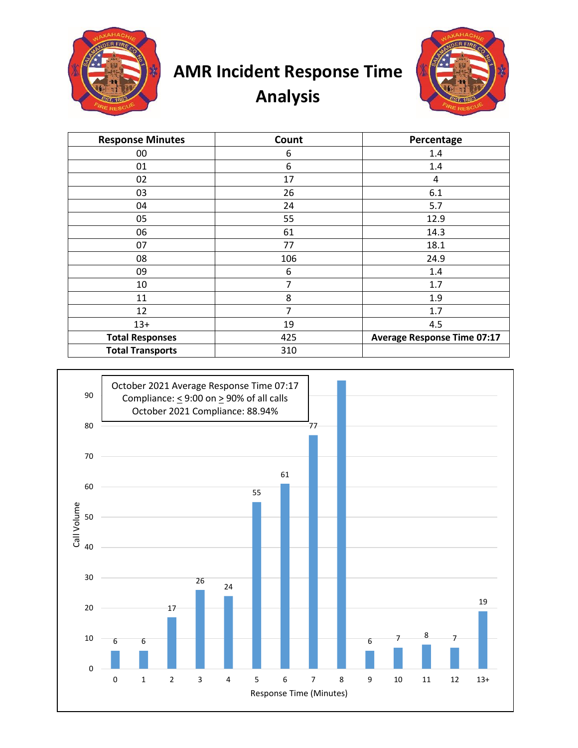# AMR Incident Response Time Analysis

| Response Minutes | Count | Percentage |
|---|---|---|
| 00 | 6 | 1.4 |
| 01 | 6 | 1.4 |
| 02 | 17 | 4 |
| 03 | 26 | 6.1 |
| 04 | 24 | 5.7 |
| 05 | 55 | 12.9 |
| 06 | 61 | 14.3 |
| 07 | 77 | 18.1 |
| 08 | 106 | 24.9 |
| 09 | 6 | 1.4 |
| 10 | 7 | 1.7 |
| 11 | 8 | 1.9 |
| 12 | 7 | 1.7 |
| 13+ | 19 | 4.5 |
| **Total Responses** | 425 | **Average Response Time 07:17** |
| **Total Transports** | 310 | |

October 2021 Average Response Time 07:17
Compliance: ≤ 9:00 on ≥ 90% of all calls
October 2021 Compliance: 88.94%

Call Volume

90
80
70
60
50
40
30
20
10
0

6 6 17 26 24 55 61 77 6 7 8 7 19

0 1 2 3 4 5 6 7 8 9 10 11 12 13+

Response Time (Minutes)